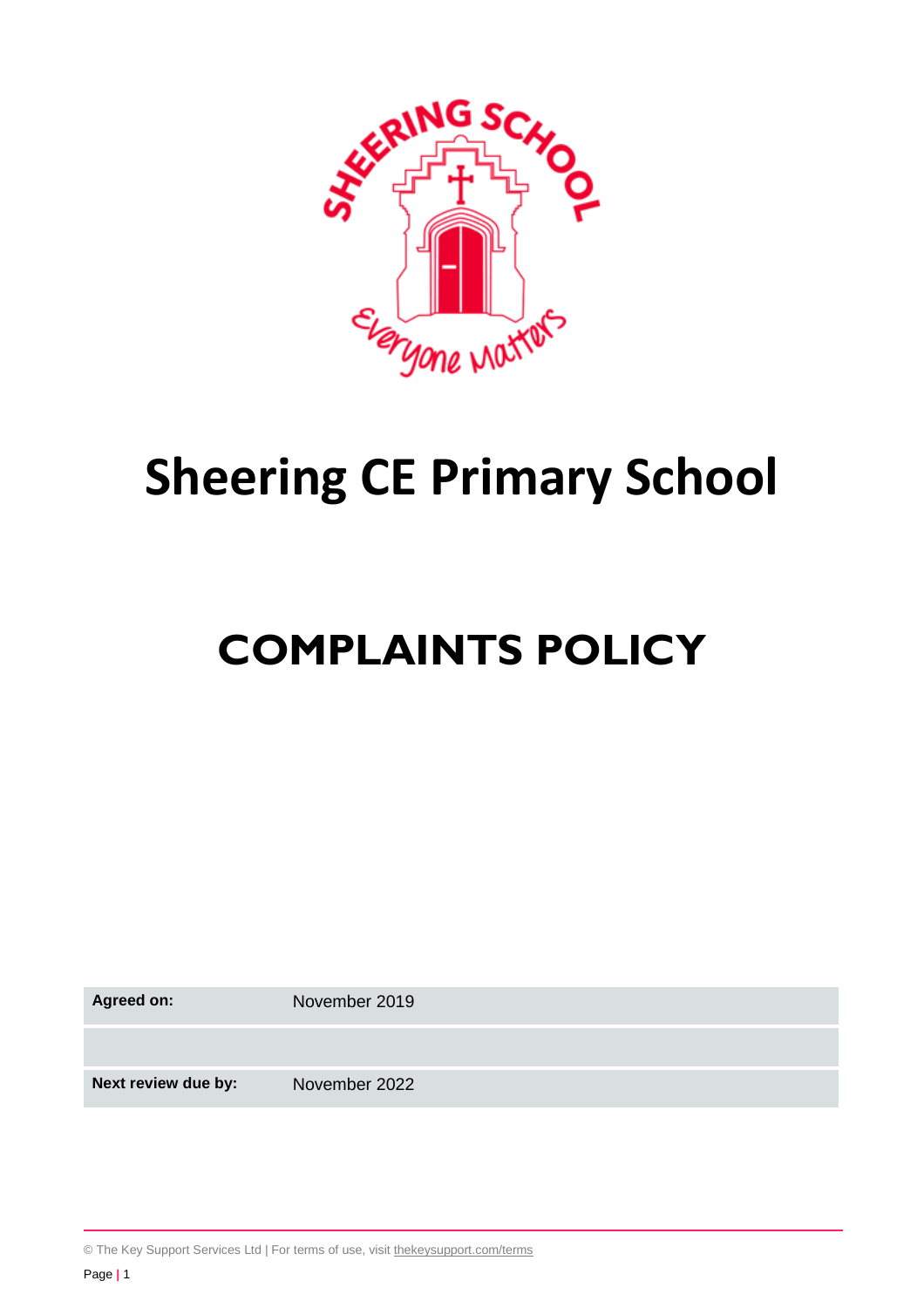# Sheering CE Primary School

# COMPLAINTS POLICY

| | |
|---|---|
| **Agreed on:** | November 2019 |
| | |
| **Next review due by:** | November 2022 |

© The Key Support Services Ltd | For terms of use, visit thekeysupport.com/terms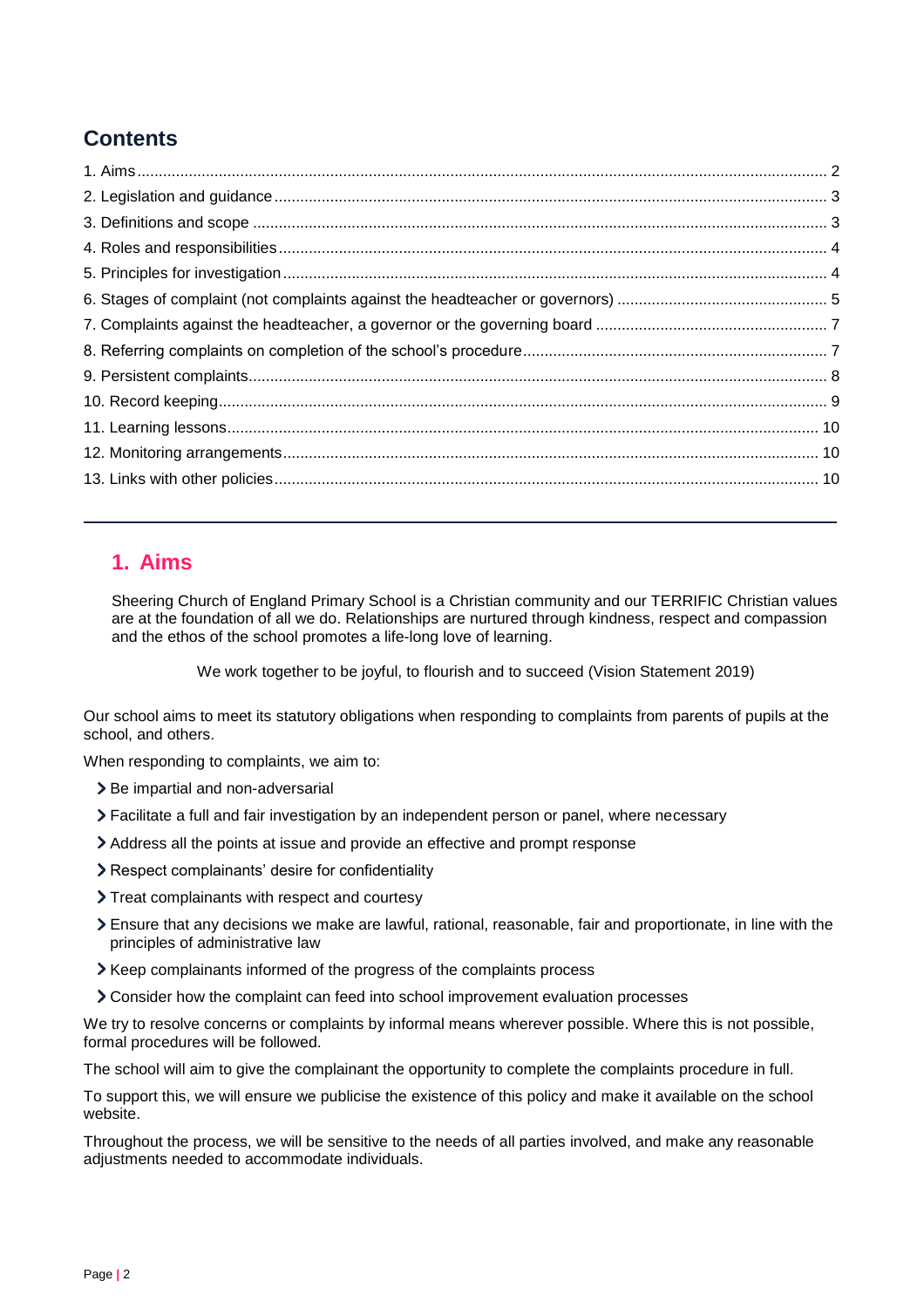## Contents

1. Aims ........ 2
2. Legislation and guidance ........ 3
3. Definitions and scope ........ 3
4. Roles and responsibilities ........ 4
5. Principles for investigation ........ 4
6. Stages of complaint (not complaints against the headteacher or governors) ........ 5
7. Complaints against the headteacher, a governor or the governing board ........ 7
8. Referring complaints on completion of the school's procedure ........ 7
9. Persistent complaints ........ 8
10. Record keeping ........ 9
11. Learning lessons ........ 10
12. Monitoring arrangements ........ 10
13. Links with other policies ........ 10

---

## 1. Aims

Sheering Church of England Primary School is a Christian community and our TERRIFIC Christian values are at the foundation of all we do. Relationships are nurtured through kindness, respect and compassion and the ethos of the school promotes a life-long love of learning.

We work together to be joyful, to flourish and to succeed (Vision Statement 2019)

Our school aims to meet its statutory obligations when responding to complaints from parents of pupils at the school, and others.

When responding to complaints, we aim to:

- Be impartial and non-adversarial
- Facilitate a full and fair investigation by an independent person or panel, where necessary
- Address all the points at issue and provide an effective and prompt response
- Respect complainants' desire for confidentiality
- Treat complainants with respect and courtesy
- Ensure that any decisions we make are lawful, rational, reasonable, fair and proportionate, in line with the principles of administrative law
- Keep complainants informed of the progress of the complaints process
- Consider how the complaint can feed into school improvement evaluation processes

We try to resolve concerns or complaints by informal means wherever possible. Where this is not possible, formal procedures will be followed.

The school will aim to give the complainant the opportunity to complete the complaints procedure in full.

To support this, we will ensure we publicise the existence of this policy and make it available on the school website.

Throughout the process, we will be sensitive to the needs of all parties involved, and make any reasonable adjustments needed to accommodate individuals.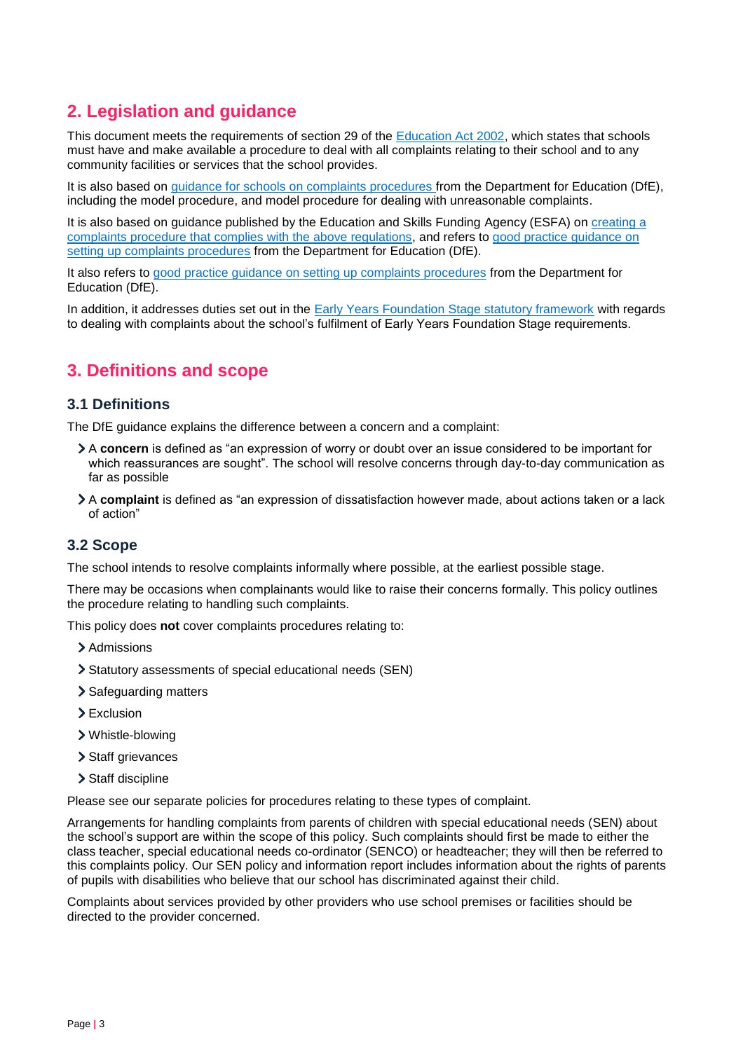## 2. Legislation and guidance

This document meets the requirements of section 29 of the Education Act 2002, which states that schools must have and make available a procedure to deal with all complaints relating to their school and to any community facilities or services that the school provides.

It is also based on guidance for schools on complaints procedures from the Department for Education (DfE), including the model procedure, and model procedure for dealing with unreasonable complaints.

It is also based on guidance published by the Education and Skills Funding Agency (ESFA) on creating a complaints procedure that complies with the above regulations, and refers to good practice guidance on setting up complaints procedures from the Department for Education (DfE).

It also refers to good practice guidance on setting up complaints procedures from the Department for Education (DfE).

In addition, it addresses duties set out in the Early Years Foundation Stage statutory framework with regards to dealing with complaints about the school's fulfilment of Early Years Foundation Stage requirements.

## 3. Definitions and scope

### 3.1 Definitions

The DfE guidance explains the difference between a concern and a complaint:

- A **concern** is defined as "an expression of worry or doubt over an issue considered to be important for which reassurances are sought". The school will resolve concerns through day-to-day communication as far as possible
- A **complaint** is defined as "an expression of dissatisfaction however made, about actions taken or a lack of action"

### 3.2 Scope

The school intends to resolve complaints informally where possible, at the earliest possible stage.

There may be occasions when complainants would like to raise their concerns formally. This policy outlines the procedure relating to handling such complaints.

This policy does **not** cover complaints procedures relating to:

- Admissions
- Statutory assessments of special educational needs (SEN)
- Safeguarding matters
- Exclusion
- Whistle-blowing
- Staff grievances
- Staff discipline

Please see our separate policies for procedures relating to these types of complaint.

Arrangements for handling complaints from parents of children with special educational needs (SEN) about the school's support are within the scope of this policy. Such complaints should first be made to either the class teacher, special educational needs co-ordinator (SENCO) or headteacher; they will then be referred to this complaints policy. Our SEN policy and information report includes information about the rights of parents of pupils with disabilities who believe that our school has discriminated against their child.

Complaints about services provided by other providers who use school premises or facilities should be directed to the provider concerned.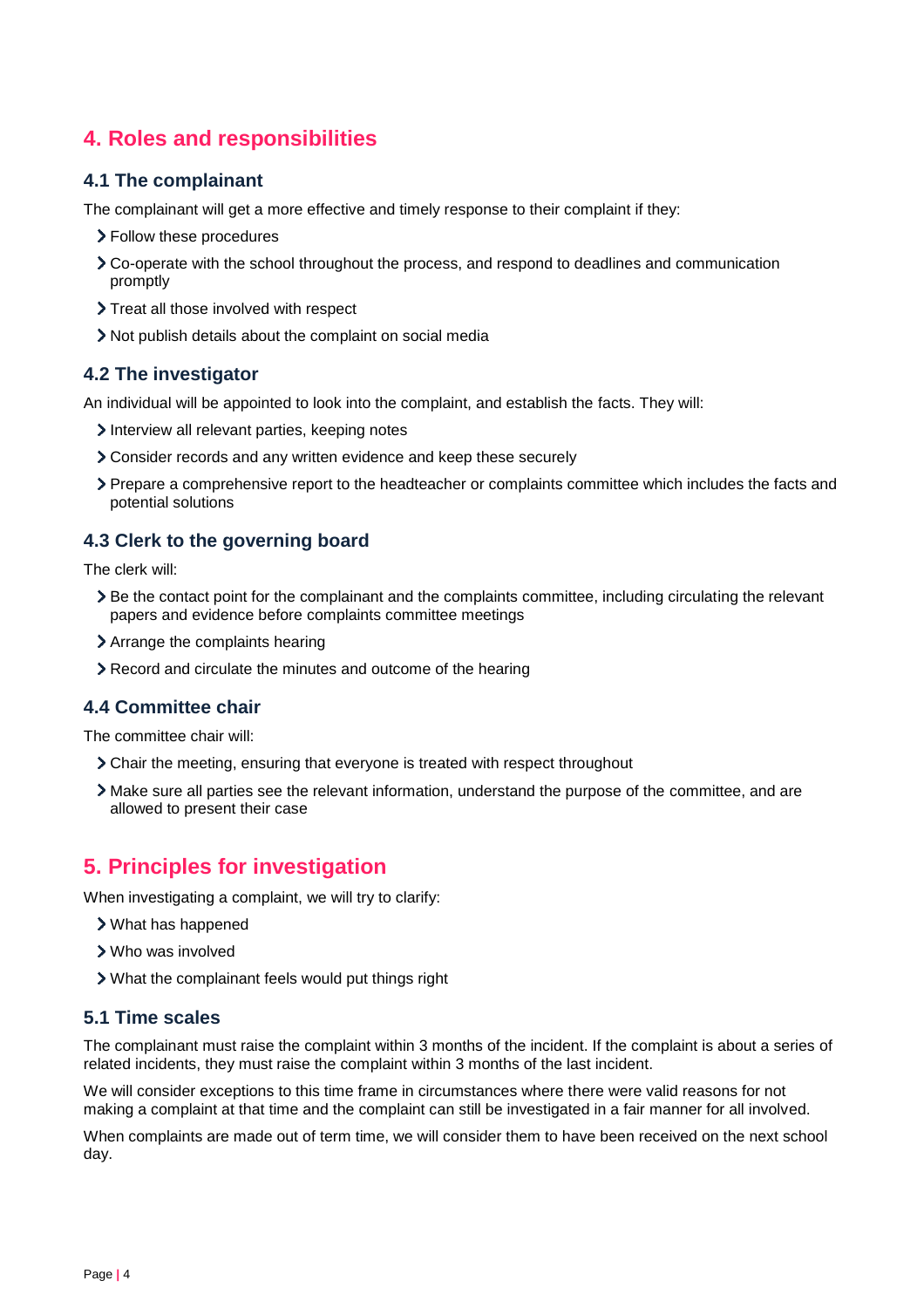## 4. Roles and responsibilities

### 4.1 The complainant

The complainant will get a more effective and timely response to their complaint if they:

- Follow these procedures
- Co-operate with the school throughout the process, and respond to deadlines and communication promptly
- Treat all those involved with respect
- Not publish details about the complaint on social media

### 4.2 The investigator

An individual will be appointed to look into the complaint, and establish the facts. They will:

- Interview all relevant parties, keeping notes
- Consider records and any written evidence and keep these securely
- Prepare a comprehensive report to the headteacher or complaints committee which includes the facts and potential solutions

### 4.3 Clerk to the governing board

The clerk will:

- Be the contact point for the complainant and the complaints committee, including circulating the relevant papers and evidence before complaints committee meetings
- Arrange the complaints hearing
- Record and circulate the minutes and outcome of the hearing

### 4.4 Committee chair

The committee chair will:

- Chair the meeting, ensuring that everyone is treated with respect throughout
- Make sure all parties see the relevant information, understand the purpose of the committee, and are allowed to present their case

## 5. Principles for investigation

When investigating a complaint, we will try to clarify:

- What has happened
- Who was involved
- What the complainant feels would put things right

### 5.1 Time scales

The complainant must raise the complaint within 3 months of the incident. If the complaint is about a series of related incidents, they must raise the complaint within 3 months of the last incident.

We will consider exceptions to this time frame in circumstances where there were valid reasons for not making a complaint at that time and the complaint can still be investigated in a fair manner for all involved.

When complaints are made out of term time, we will consider them to have been received on the next school day.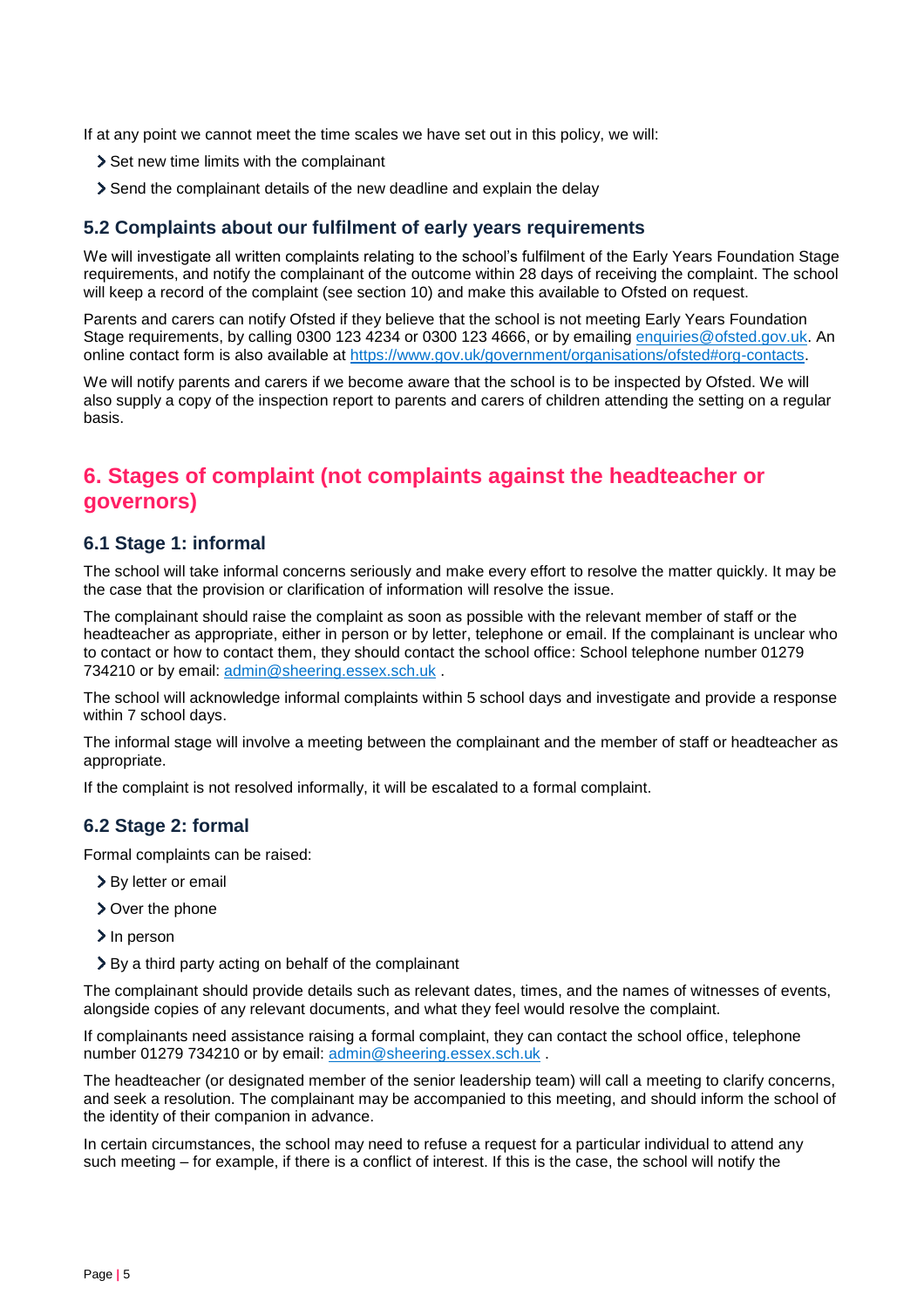If at any point we cannot meet the time scales we have set out in this policy, we will:

- Set new time limits with the complainant
- Send the complainant details of the new deadline and explain the delay

### 5.2 Complaints about our fulfilment of early years requirements

We will investigate all written complaints relating to the school's fulfilment of the Early Years Foundation Stage requirements, and notify the complainant of the outcome within 28 days of receiving the complaint. The school will keep a record of the complaint (see section 10) and make this available to Ofsted on request.

Parents and carers can notify Ofsted if they believe that the school is not meeting Early Years Foundation Stage requirements, by calling 0300 123 4234 or 0300 123 4666, or by emailing enquiries@ofsted.gov.uk. An online contact form is also available at https://www.gov.uk/government/organisations/ofsted#org-contacts.

We will notify parents and carers if we become aware that the school is to be inspected by Ofsted. We will also supply a copy of the inspection report to parents and carers of children attending the setting on a regular basis.

## 6. Stages of complaint (not complaints against the headteacher or governors)

### 6.1 Stage 1: informal

The school will take informal concerns seriously and make every effort to resolve the matter quickly. It may be the case that the provision or clarification of information will resolve the issue.

The complainant should raise the complaint as soon as possible with the relevant member of staff or the headteacher as appropriate, either in person or by letter, telephone or email. If the complainant is unclear who to contact or how to contact them, they should contact the school office: School telephone number 01279 734210 or by email: admin@sheering.essex.sch.uk .

The school will acknowledge informal complaints within 5 school days and investigate and provide a response within 7 school days.

The informal stage will involve a meeting between the complainant and the member of staff or headteacher as appropriate.

If the complaint is not resolved informally, it will be escalated to a formal complaint.

### 6.2 Stage 2: formal

Formal complaints can be raised:

- By letter or email
- Over the phone
- In person
- By a third party acting on behalf of the complainant

The complainant should provide details such as relevant dates, times, and the names of witnesses of events, alongside copies of any relevant documents, and what they feel would resolve the complaint.

If complainants need assistance raising a formal complaint, they can contact the school office, telephone number 01279 734210 or by email: admin@sheering.essex.sch.uk .

The headteacher (or designated member of the senior leadership team) will call a meeting to clarify concerns, and seek a resolution. The complainant may be accompanied to this meeting, and should inform the school of the identity of their companion in advance.

In certain circumstances, the school may need to refuse a request for a particular individual to attend any such meeting – for example, if there is a conflict of interest. If this is the case, the school will notify the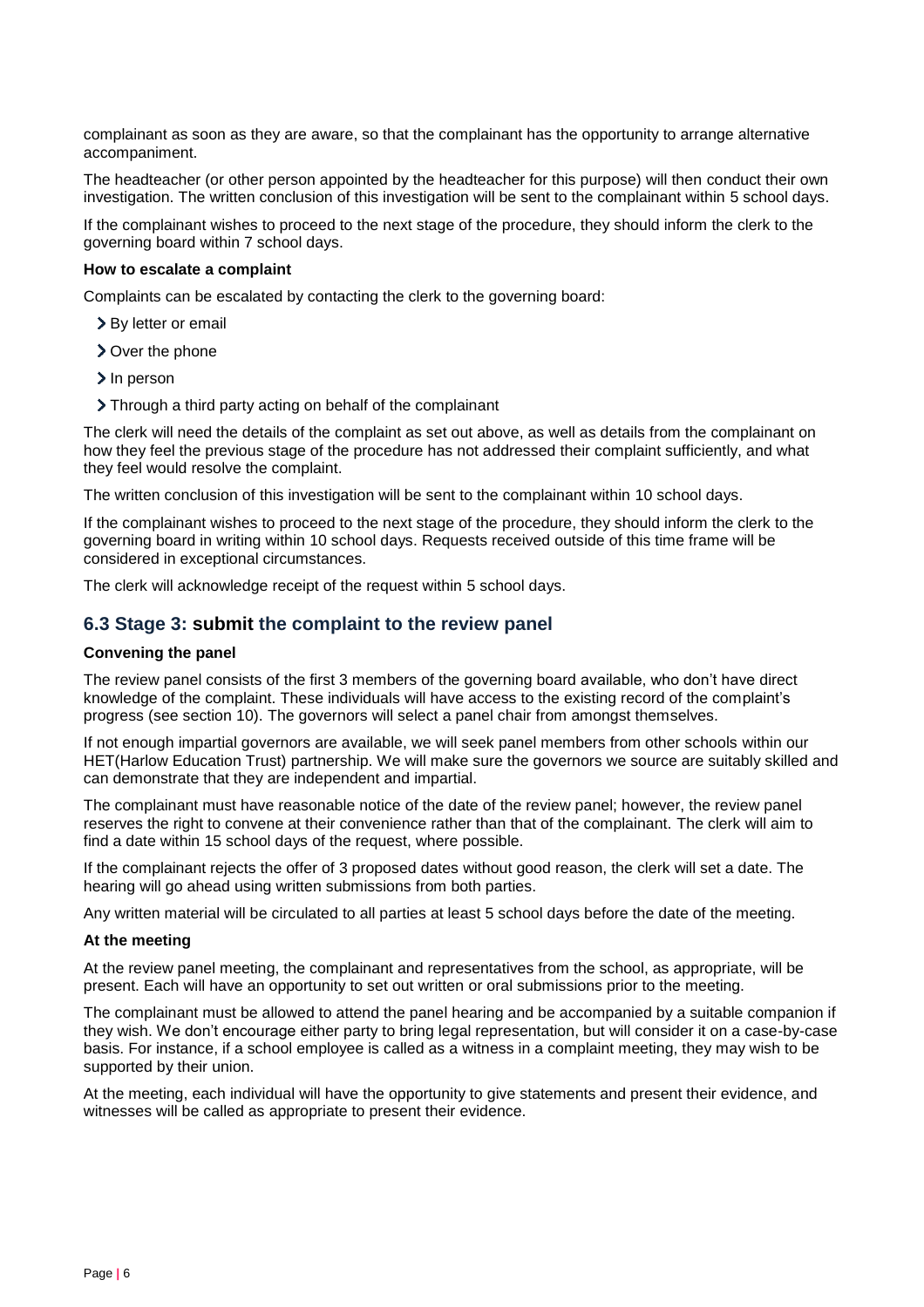complainant as soon as they are aware, so that the complainant has the opportunity to arrange alternative accompaniment.

The headteacher (or other person appointed by the headteacher for this purpose) will then conduct their own investigation. The written conclusion of this investigation will be sent to the complainant within 5 school days.

If the complainant wishes to proceed to the next stage of the procedure, they should inform the clerk to the governing board within 7 school days.

**How to escalate a complaint**

Complaints can be escalated by contacting the clerk to the governing board:

- By letter or email
- Over the phone
- In person
- Through a third party acting on behalf of the complainant

The clerk will need the details of the complaint as set out above, as well as details from the complainant on how they feel the previous stage of the procedure has not addressed their complaint sufficiently, and what they feel would resolve the complaint.

The written conclusion of this investigation will be sent to the complainant within 10 school days.

If the complainant wishes to proceed to the next stage of the procedure, they should inform the clerk to the governing board in writing within 10 school days. Requests received outside of this time frame will be considered in exceptional circumstances.

The clerk will acknowledge receipt of the request within 5 school days.

## 6.3 Stage 3: submit the complaint to the review panel

**Convening the panel**

The review panel consists of the first 3 members of the governing board available, who don't have direct knowledge of the complaint. These individuals will have access to the existing record of the complaint's progress (see section 10). The governors will select a panel chair from amongst themselves.

If not enough impartial governors are available, we will seek panel members from other schools within our HET(Harlow Education Trust) partnership. We will make sure the governors we source are suitably skilled and can demonstrate that they are independent and impartial.

The complainant must have reasonable notice of the date of the review panel; however, the review panel reserves the right to convene at their convenience rather than that of the complainant. The clerk will aim to find a date within 15 school days of the request, where possible.

If the complainant rejects the offer of 3 proposed dates without good reason, the clerk will set a date. The hearing will go ahead using written submissions from both parties.

Any written material will be circulated to all parties at least 5 school days before the date of the meeting.

**At the meeting**

At the review panel meeting, the complainant and representatives from the school, as appropriate, will be present. Each will have an opportunity to set out written or oral submissions prior to the meeting.

The complainant must be allowed to attend the panel hearing and be accompanied by a suitable companion if they wish. We don't encourage either party to bring legal representation, but will consider it on a case-by-case basis. For instance, if a school employee is called as a witness in a complaint meeting, they may wish to be supported by their union.

At the meeting, each individual will have the opportunity to give statements and present their evidence, and witnesses will be called as appropriate to present their evidence.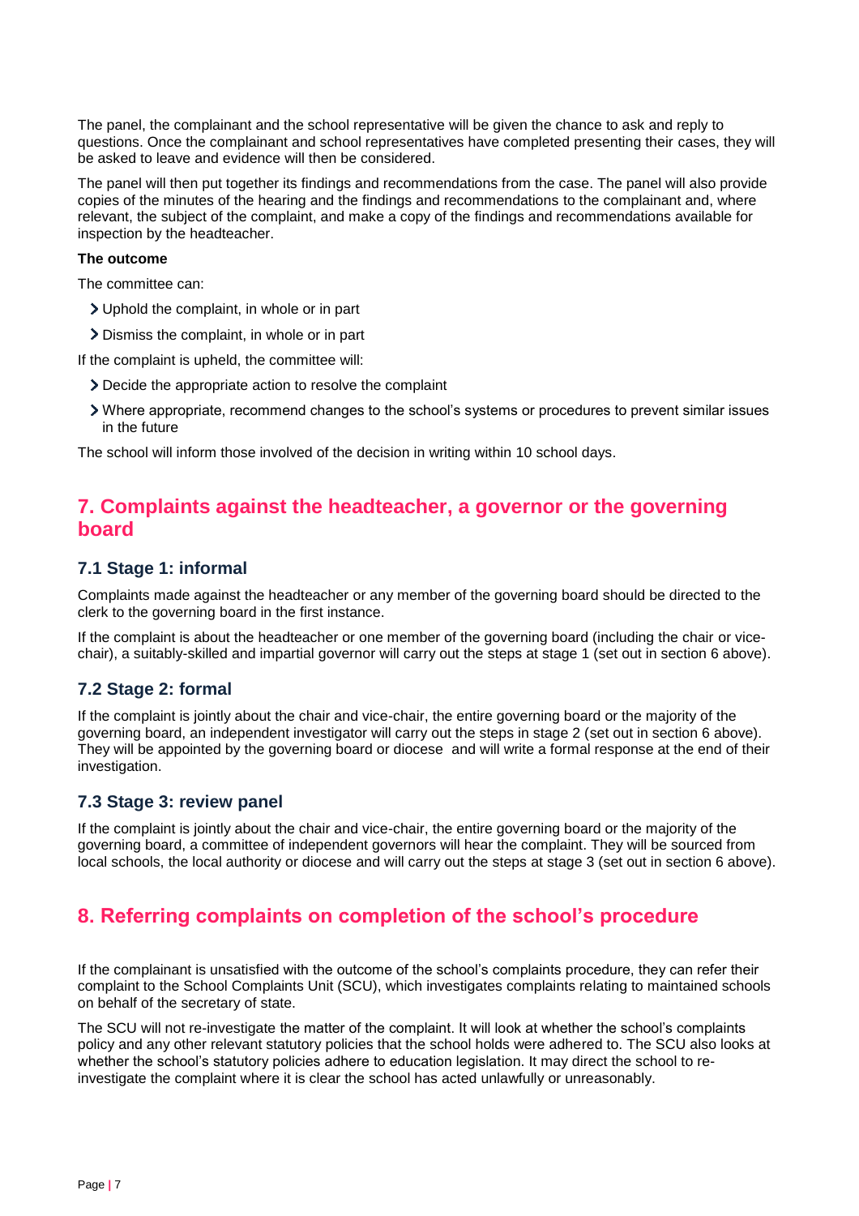The panel, the complainant and the school representative will be given the chance to ask and reply to questions. Once the complainant and school representatives have completed presenting their cases, they will be asked to leave and evidence will then be considered.

The panel will then put together its findings and recommendations from the case. The panel will also provide copies of the minutes of the hearing and the findings and recommendations to the complainant and, where relevant, the subject of the complaint, and make a copy of the findings and recommendations available for inspection by the headteacher.

**The outcome**

The committee can:

- Uphold the complaint, in whole or in part
- Dismiss the complaint, in whole or in part

If the complaint is upheld, the committee will:

- Decide the appropriate action to resolve the complaint
- Where appropriate, recommend changes to the school's systems or procedures to prevent similar issues in the future

The school will inform those involved of the decision in writing within 10 school days.

## 7. Complaints against the headteacher, a governor or the governing board

### 7.1 Stage 1: informal

Complaints made against the headteacher or any member of the governing board should be directed to the clerk to the governing board in the first instance.

If the complaint is about the headteacher or one member of the governing board (including the chair or vice-chair), a suitably-skilled and impartial governor will carry out the steps at stage 1 (set out in section 6 above).

### 7.2 Stage 2: formal

If the complaint is jointly about the chair and vice-chair, the entire governing board or the majority of the governing board, an independent investigator will carry out the steps in stage 2 (set out in section 6 above). They will be appointed by the governing board or diocese and will write a formal response at the end of their investigation.

### 7.3 Stage 3: review panel

If the complaint is jointly about the chair and vice-chair, the entire governing board or the majority of the governing board, a committee of independent governors will hear the complaint. They will be sourced from local schools, the local authority or diocese and will carry out the steps at stage 3 (set out in section 6 above).

## 8. Referring complaints on completion of the school's procedure

If the complainant is unsatisfied with the outcome of the school's complaints procedure, they can refer their complaint to the School Complaints Unit (SCU), which investigates complaints relating to maintained schools on behalf of the secretary of state.

The SCU will not re-investigate the matter of the complaint. It will look at whether the school's complaints policy and any other relevant statutory policies that the school holds were adhered to. The SCU also looks at whether the school's statutory policies adhere to education legislation. It may direct the school to re-investigate the complaint where it is clear the school has acted unlawfully or unreasonably.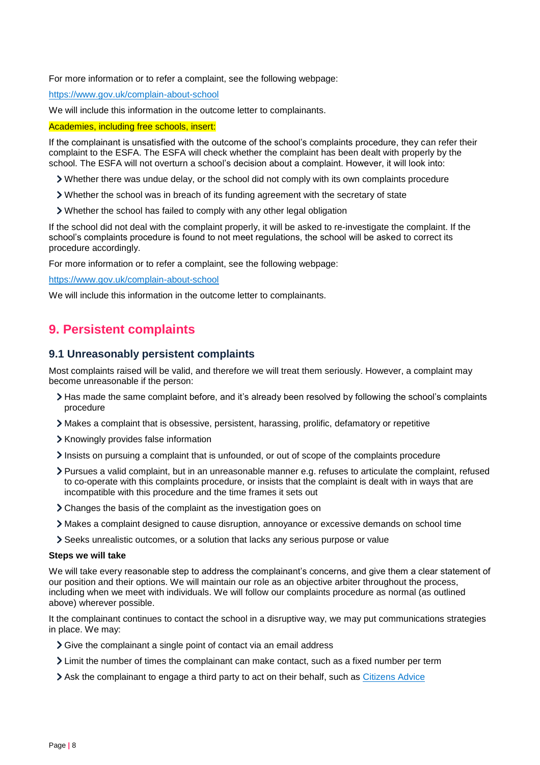For more information or to refer a complaint, see the following webpage:

https://www.gov.uk/complain-about-school

We will include this information in the outcome letter to complainants.

Academies, including free schools, insert:

If the complainant is unsatisfied with the outcome of the school's complaints procedure, they can refer their complaint to the ESFA. The ESFA will check whether the complaint has been dealt with properly by the school. The ESFA will not overturn a school's decision about a complaint. However, it will look into:

- Whether there was undue delay, or the school did not comply with its own complaints procedure
- Whether the school was in breach of its funding agreement with the secretary of state
- Whether the school has failed to comply with any other legal obligation

If the school did not deal with the complaint properly, it will be asked to re-investigate the complaint. If the school's complaints procedure is found to not meet regulations, the school will be asked to correct its procedure accordingly.

For more information or to refer a complaint, see the following webpage:

https://www.gov.uk/complain-about-school

We will include this information in the outcome letter to complainants.

## 9. Persistent complaints

### 9.1 Unreasonably persistent complaints

Most complaints raised will be valid, and therefore we will treat them seriously. However, a complaint may become unreasonable if the person:

- Has made the same complaint before, and it's already been resolved by following the school's complaints procedure
- Makes a complaint that is obsessive, persistent, harassing, prolific, defamatory or repetitive
- Knowingly provides false information
- Insists on pursuing a complaint that is unfounded, or out of scope of the complaints procedure
- Pursues a valid complaint, but in an unreasonable manner e.g. refuses to articulate the complaint, refused to co-operate with this complaints procedure, or insists that the complaint is dealt with in ways that are incompatible with this procedure and the time frames it sets out
- Changes the basis of the complaint as the investigation goes on
- Makes a complaint designed to cause disruption, annoyance or excessive demands on school time
- Seeks unrealistic outcomes, or a solution that lacks any serious purpose or value

**Steps we will take**

We will take every reasonable step to address the complainant's concerns, and give them a clear statement of our position and their options. We will maintain our role as an objective arbiter throughout the process, including when we meet with individuals. We will follow our complaints procedure as normal (as outlined above) wherever possible.

It the complainant continues to contact the school in a disruptive way, we may put communications strategies in place. We may:

- Give the complainant a single point of contact via an email address
- Limit the number of times the complainant can make contact, such as a fixed number per term
- Ask the complainant to engage a third party to act on their behalf, such as Citizens Advice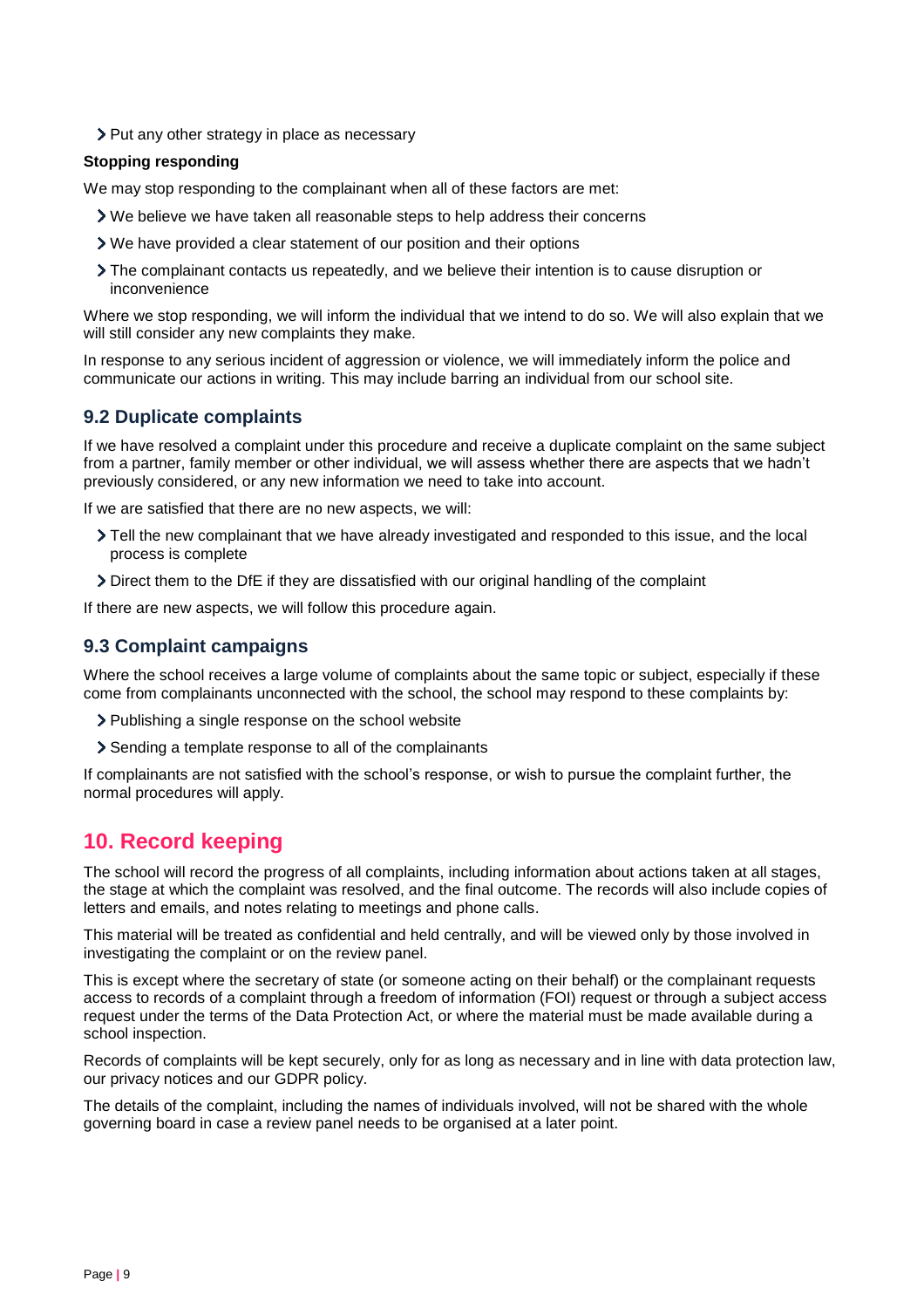- Put any other strategy in place as necessary

**Stopping responding**

We may stop responding to the complainant when all of these factors are met:

- We believe we have taken all reasonable steps to help address their concerns
- We have provided a clear statement of our position and their options
- The complainant contacts us repeatedly, and we believe their intention is to cause disruption or inconvenience

Where we stop responding, we will inform the individual that we intend to do so. We will also explain that we will still consider any new complaints they make.

In response to any serious incident of aggression or violence, we will immediately inform the police and communicate our actions in writing. This may include barring an individual from our school site.

### 9.2 Duplicate complaints

If we have resolved a complaint under this procedure and receive a duplicate complaint on the same subject from a partner, family member or other individual, we will assess whether there are aspects that we hadn't previously considered, or any new information we need to take into account.

If we are satisfied that there are no new aspects, we will:

- Tell the new complainant that we have already investigated and responded to this issue, and the local process is complete
- Direct them to the DfE if they are dissatisfied with our original handling of the complaint

If there are new aspects, we will follow this procedure again.

### 9.3 Complaint campaigns

Where the school receives a large volume of complaints about the same topic or subject, especially if these come from complainants unconnected with the school, the school may respond to these complaints by:

- Publishing a single response on the school website
- Sending a template response to all of the complainants

If complainants are not satisfied with the school's response, or wish to pursue the complaint further, the normal procedures will apply.

## 10. Record keeping

The school will record the progress of all complaints, including information about actions taken at all stages, the stage at which the complaint was resolved, and the final outcome. The records will also include copies of letters and emails, and notes relating to meetings and phone calls.

This material will be treated as confidential and held centrally, and will be viewed only by those involved in investigating the complaint or on the review panel.

This is except where the secretary of state (or someone acting on their behalf) or the complainant requests access to records of a complaint through a freedom of information (FOI) request or through a subject access request under the terms of the Data Protection Act, or where the material must be made available during a school inspection.

Records of complaints will be kept securely, only for as long as necessary and in line with data protection law, our privacy notices and our GDPR policy.

The details of the complaint, including the names of individuals involved, will not be shared with the whole governing board in case a review panel needs to be organised at a later point.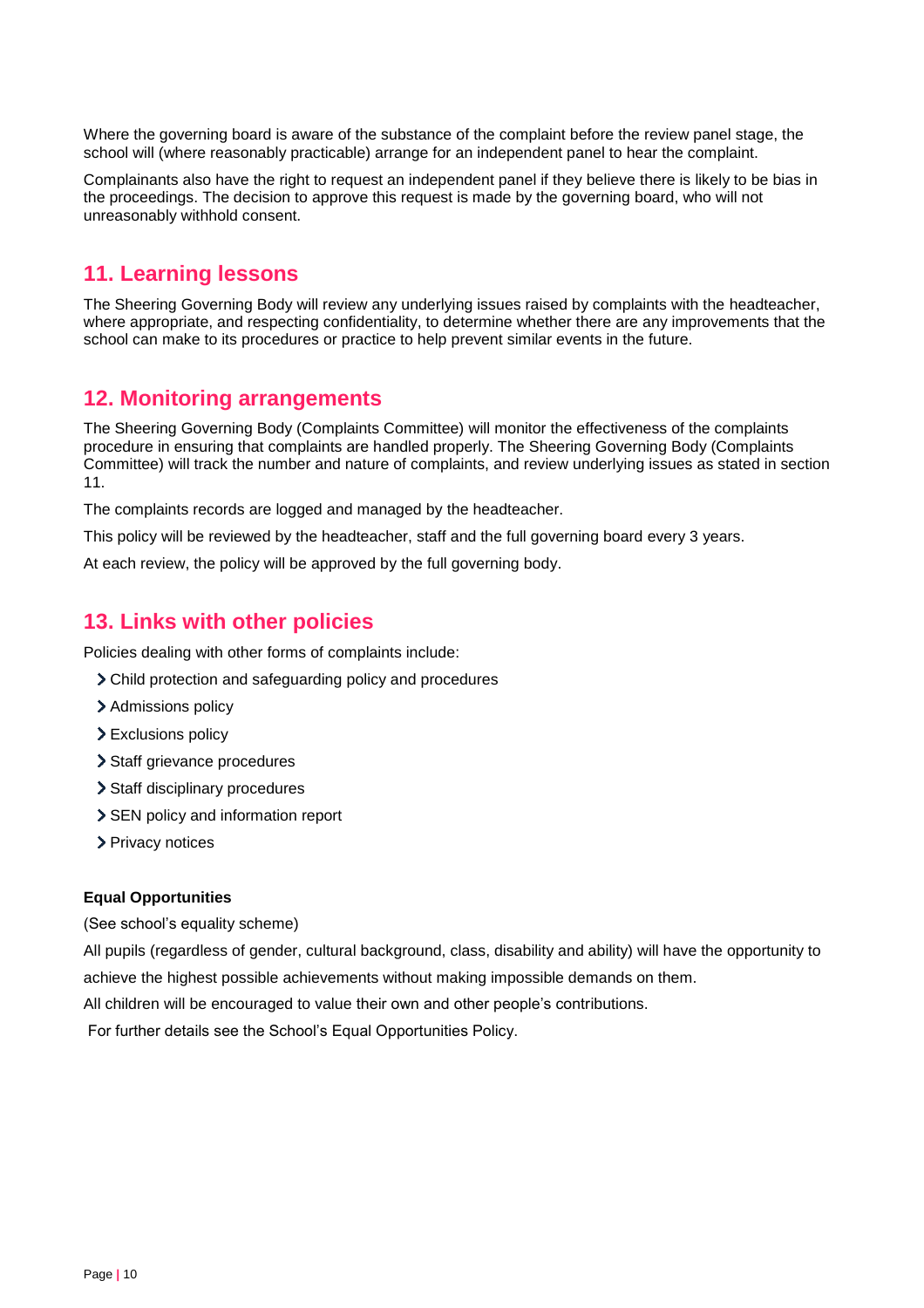Where the governing board is aware of the substance of the complaint before the review panel stage, the school will (where reasonably practicable) arrange for an independent panel to hear the complaint.

Complainants also have the right to request an independent panel if they believe there is likely to be bias in the proceedings. The decision to approve this request is made by the governing board, who will not unreasonably withhold consent.

## 11. Learning lessons

The Sheering Governing Body will review any underlying issues raised by complaints with the headteacher, where appropriate, and respecting confidentiality, to determine whether there are any improvements that the school can make to its procedures or practice to help prevent similar events in the future.

## 12. Monitoring arrangements

The Sheering Governing Body (Complaints Committee) will monitor the effectiveness of the complaints procedure in ensuring that complaints are handled properly. The Sheering Governing Body (Complaints Committee) will track the number and nature of complaints, and review underlying issues as stated in section 11.

The complaints records are logged and managed by the headteacher.

This policy will be reviewed by the headteacher, staff and the full governing board every 3 years.

At each review, the policy will be approved by the full governing body.

## 13. Links with other policies

Policies dealing with other forms of complaints include:

- Child protection and safeguarding policy and procedures
- Admissions policy
- Exclusions policy
- Staff grievance procedures
- Staff disciplinary procedures
- SEN policy and information report
- Privacy notices

**Equal Opportunities**

(See school's equality scheme)

All pupils (regardless of gender, cultural background, class, disability and ability) will have the opportunity to achieve the highest possible achievements without making impossible demands on them.

All children will be encouraged to value their own and other people's contributions.

For further details see the School's Equal Opportunities Policy.